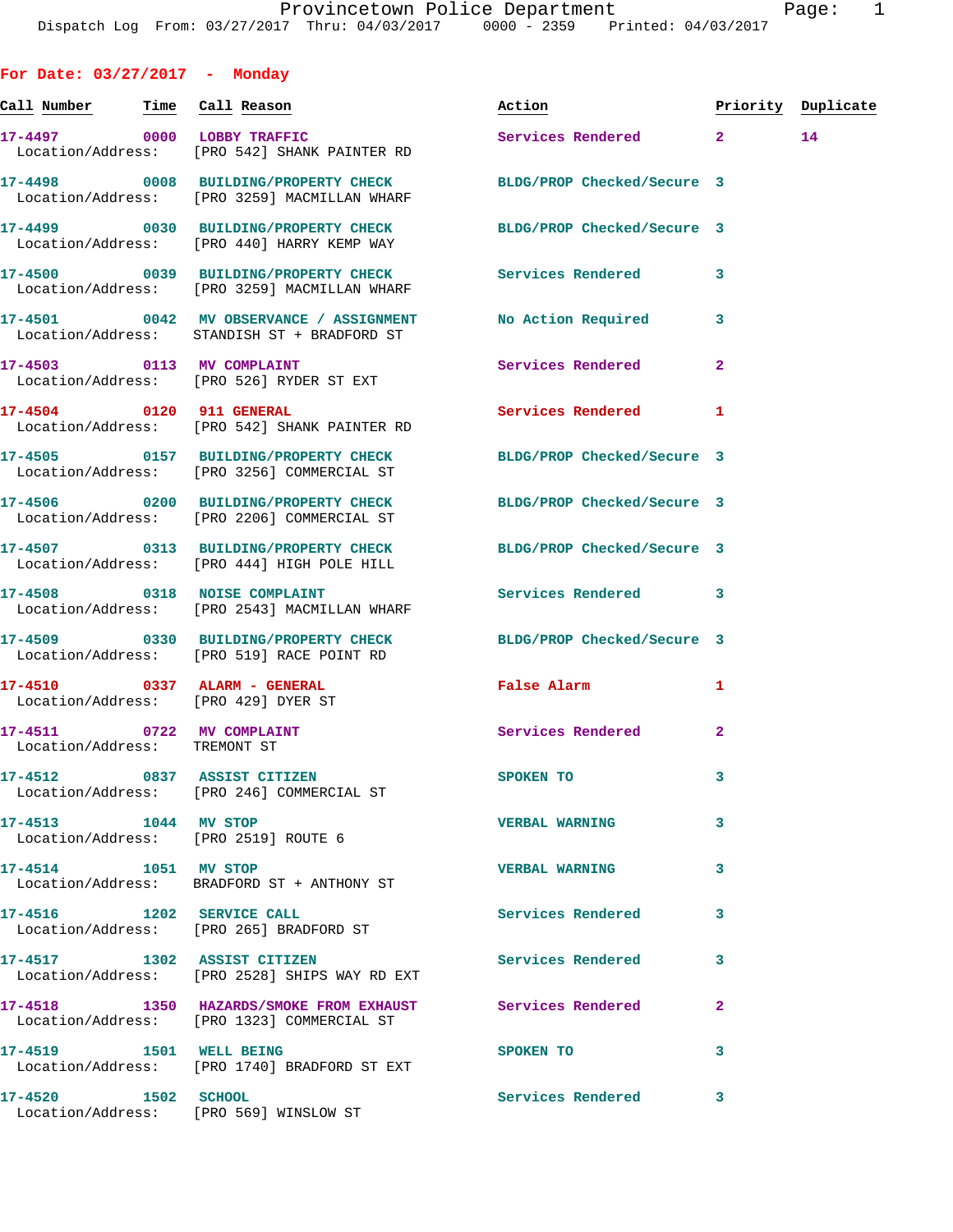## For Date: 03/27/2017 - Monday

| Call Number | Time | Call Reason | Action | Priority | Duplicate |
|---|---|---|---|---|---|
| 17-4497 | 0000 | LOBBY TRAFFIC | Services Rendered | 2 | 14 |
| Location/Address: | | [PRO 542] SHANK PAINTER RD | | | |
| 17-4498 | 0008 | BUILDING/PROPERTY CHECK | BLDG/PROP Checked/Secure | 3 | |
| Location/Address: | | [PRO 3259] MACMILLAN WHARF | | | |
| 17-4499 | 0030 | BUILDING/PROPERTY CHECK | BLDG/PROP Checked/Secure | 3 | |
| Location/Address: | | [PRO 440] HARRY KEMP WAY | | | |
| 17-4500 | 0039 | BUILDING/PROPERTY CHECK | Services Rendered | 3 | |
| Location/Address: | | [PRO 3259] MACMILLAN WHARF | | | |
| 17-4501 | 0042 | MV OBSERVANCE / ASSIGNMENT | No Action Required | 3 | |
| Location/Address: | | STANDISH ST + BRADFORD ST | | | |
| 17-4503 | 0113 | MV COMPLAINT | Services Rendered | 2 | |
| Location/Address: | | [PRO 526] RYDER ST EXT | | | |
| 17-4504 | 0120 | 911 GENERAL | Services Rendered | 1 | |
| Location/Address: | | [PRO 542] SHANK PAINTER RD | | | |
| 17-4505 | 0157 | BUILDING/PROPERTY CHECK | BLDG/PROP Checked/Secure | 3 | |
| Location/Address: | | [PRO 3256] COMMERCIAL ST | | | |
| 17-4506 | 0200 | BUILDING/PROPERTY CHECK | BLDG/PROP Checked/Secure | 3 | |
| Location/Address: | | [PRO 2206] COMMERCIAL ST | | | |
| 17-4507 | 0313 | BUILDING/PROPERTY CHECK | BLDG/PROP Checked/Secure | 3 | |
| Location/Address: | | [PRO 444] HIGH POLE HILL | | | |
| 17-4508 | 0318 | NOISE COMPLAINT | Services Rendered | 3 | |
| Location/Address: | | [PRO 2543] MACMILLAN WHARF | | | |
| 17-4509 | 0330 | BUILDING/PROPERTY CHECK | BLDG/PROP Checked/Secure | 3 | |
| Location/Address: | | [PRO 519] RACE POINT RD | | | |
| 17-4510 | 0337 | ALARM - GENERAL | False Alarm | 1 | |
| Location/Address: | | [PRO 429] DYER ST | | | |
| 17-4511 | 0722 | MV COMPLAINT | Services Rendered | 2 | |
| Location/Address: | | TREMONT ST | | | |
| 17-4512 | 0837 | ASSIST CITIZEN | SPOKEN TO | 3 | |
| Location/Address: | | [PRO 246] COMMERCIAL ST | | | |
| 17-4513 | 1044 | MV STOP | VERBAL WARNING | 3 | |
| Location/Address: | | [PRO 2519] ROUTE 6 | | | |
| 17-4514 | 1051 | MV STOP | VERBAL WARNING | 3 | |
| Location/Address: | | BRADFORD ST + ANTHONY ST | | | |
| 17-4516 | 1202 | SERVICE CALL | Services Rendered | 3 | |
| Location/Address: | | [PRO 265] BRADFORD ST | | | |
| 17-4517 | 1302 | ASSIST CITIZEN | Services Rendered | 3 | |
| Location/Address: | | [PRO 2528] SHIPS WAY RD EXT | | | |
| 17-4518 | 1350 | HAZARDS/SMOKE FROM EXHAUST | Services Rendered | 2 | |
| Location/Address: | | [PRO 1323] COMMERCIAL ST | | | |
| 17-4519 | 1501 | WELL BEING | SPOKEN TO | 3 | |
| Location/Address: | | [PRO 1740] BRADFORD ST EXT | | | |
| 17-4520 | 1502 | SCHOOL | Services Rendered | 3 | |
| Location/Address: | | [PRO 569] WINSLOW ST | | | |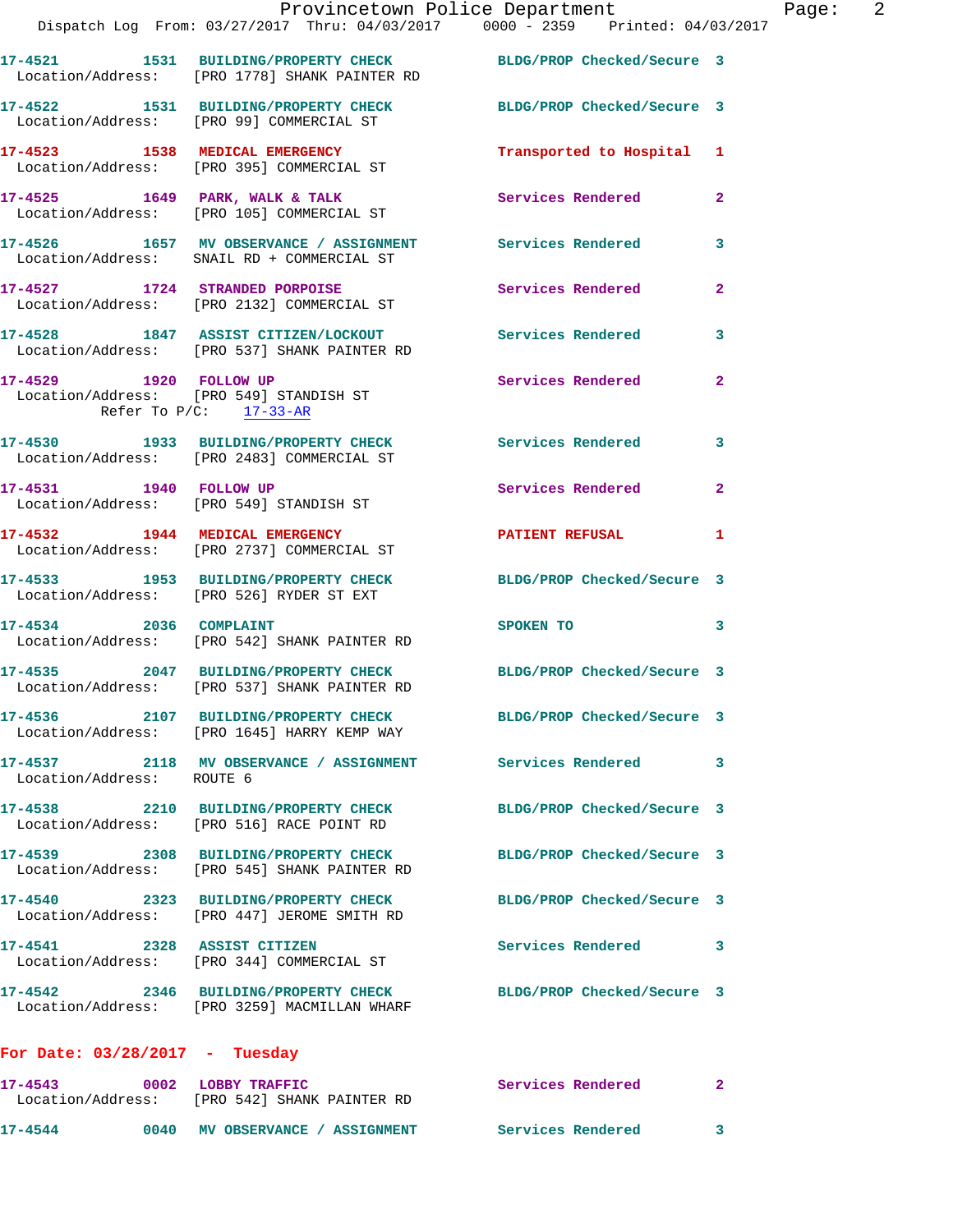17-4521 1531 BUILDING/PROPERTY CHECK BLDG/PROP Checked/Secure 3
Location/Address: [PRO 1778] SHANK PAINTER RD

17-4522 1531 BUILDING/PROPERTY CHECK BLDG/PROP Checked/Secure 3
Location/Address: [PRO 99] COMMERCIAL ST

17-4523 1538 MEDICAL EMERGENCY Transported to Hospital 1
Location/Address: [PRO 395] COMMERCIAL ST

17-4525 1649 PARK, WALK & TALK Services Rendered 2
Location/Address: [PRO 105] COMMERCIAL ST

17-4526 1657 MV OBSERVANCE / ASSIGNMENT Services Rendered 3
Location/Address: SNAIL RD + COMMERCIAL ST

17-4527 1724 STRANDED PORPOISE Services Rendered 2
Location/Address: [PRO 2132] COMMERCIAL ST

17-4528 1847 ASSIST CITIZEN/LOCKOUT Services Rendered 3
Location/Address: [PRO 537] SHANK PAINTER RD

17-4529 1920 FOLLOW UP Services Rendered 2
Location/Address: [PRO 549] STANDISH ST
Refer To P/C: 17-33-AR

17-4530 1933 BUILDING/PROPERTY CHECK Services Rendered 3
Location/Address: [PRO 2483] COMMERCIAL ST

17-4531 1940 FOLLOW UP Services Rendered 2
Location/Address: [PRO 549] STANDISH ST

17-4532 1944 MEDICAL EMERGENCY PATIENT REFUSAL 1
Location/Address: [PRO 2737] COMMERCIAL ST

17-4533 1953 BUILDING/PROPERTY CHECK BLDG/PROP Checked/Secure 3
Location/Address: [PRO 526] RYDER ST EXT

17-4534 2036 COMPLAINT SPOKEN TO 3
Location/Address: [PRO 542] SHANK PAINTER RD

17-4535 2047 BUILDING/PROPERTY CHECK BLDG/PROP Checked/Secure 3
Location/Address: [PRO 537] SHANK PAINTER RD

17-4536 2107 BUILDING/PROPERTY CHECK BLDG/PROP Checked/Secure 3
Location/Address: [PRO 1645] HARRY KEMP WAY

17-4537 2118 MV OBSERVANCE / ASSIGNMENT Services Rendered 3
Location/Address: ROUTE 6

17-4538 2210 BUILDING/PROPERTY CHECK BLDG/PROP Checked/Secure 3
Location/Address: [PRO 516] RACE POINT RD

17-4539 2308 BUILDING/PROPERTY CHECK BLDG/PROP Checked/Secure 3
Location/Address: [PRO 545] SHANK PAINTER RD

17-4540 2323 BUILDING/PROPERTY CHECK BLDG/PROP Checked/Secure 3
Location/Address: [PRO 447] JEROME SMITH RD

17-4541 2328 ASSIST CITIZEN Services Rendered 3
Location/Address: [PRO 344] COMMERCIAL ST

17-4542 2346 BUILDING/PROPERTY CHECK BLDG/PROP Checked/Secure 3
Location/Address: [PRO 3259] MACMILLAN WHARF

**For Date: 03/28/2017 - Tuesday**

17-4543 0002 LOBBY TRAFFIC Services Rendered 2
Location/Address: [PRO 542] SHANK PAINTER RD

17-4544 0040 MV OBSERVANCE / ASSIGNMENT Services Rendered 3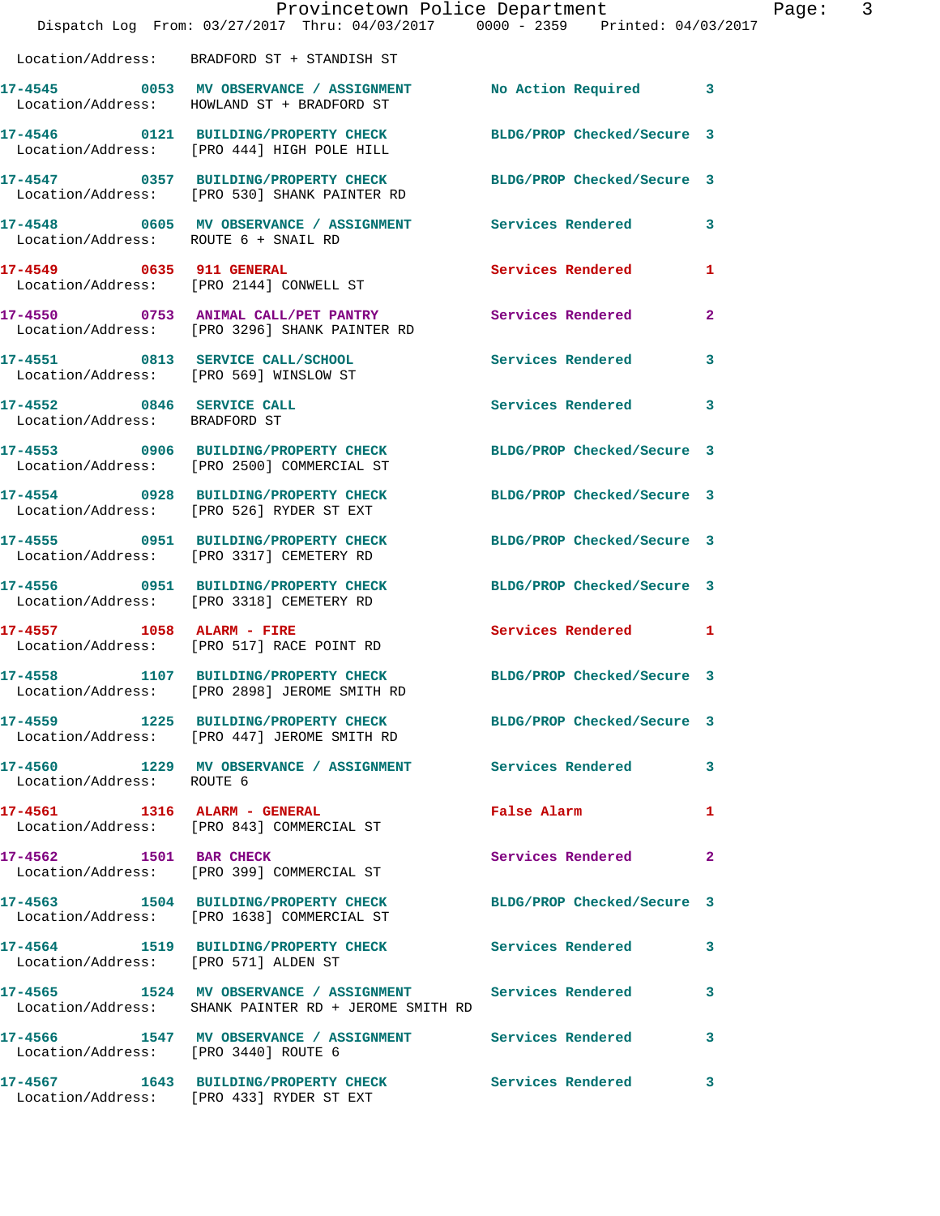Location/Address: BRADFORD ST + STANDISH ST

| Call # | Time | Call Type | Disposition | Priority |
|---|---|---|---|---|
| 17-4545 | 0053 | MV OBSERVANCE / ASSIGNMENT | No Action Required | 3 |
| | | Location/Address: HOWLAND ST + BRADFORD ST | | |
| 17-4546 | 0121 | BUILDING/PROPERTY CHECK | BLDG/PROP Checked/Secure | 3 |
| | | Location/Address: [PRO 444] HIGH POLE HILL | | |
| 17-4547 | 0357 | BUILDING/PROPERTY CHECK | BLDG/PROP Checked/Secure | 3 |
| | | Location/Address: [PRO 530] SHANK PAINTER RD | | |
| 17-4548 | 0605 | MV OBSERVANCE / ASSIGNMENT | Services Rendered | 3 |
| | | Location/Address: ROUTE 6 + SNAIL RD | | |
| 17-4549 | 0635 | 911 GENERAL | Services Rendered | 1 |
| | | Location/Address: [PRO 2144] CONWELL ST | | |
| 17-4550 | 0753 | ANIMAL CALL/PET PANTRY | Services Rendered | 2 |
| | | Location/Address: [PRO 3296] SHANK PAINTER RD | | |
| 17-4551 | 0813 | SERVICE CALL/SCHOOL | Services Rendered | 3 |
| | | Location/Address: [PRO 569] WINSLOW ST | | |
| 17-4552 | 0846 | SERVICE CALL | Services Rendered | 3 |
| | | Location/Address: BRADFORD ST | | |
| 17-4553 | 0906 | BUILDING/PROPERTY CHECK | BLDG/PROP Checked/Secure | 3 |
| | | Location/Address: [PRO 2500] COMMERCIAL ST | | |
| 17-4554 | 0928 | BUILDING/PROPERTY CHECK | BLDG/PROP Checked/Secure | 3 |
| | | Location/Address: [PRO 526] RYDER ST EXT | | |
| 17-4555 | 0951 | BUILDING/PROPERTY CHECK | BLDG/PROP Checked/Secure | 3 |
| | | Location/Address: [PRO 3317] CEMETERY RD | | |
| 17-4556 | 0951 | BUILDING/PROPERTY CHECK | BLDG/PROP Checked/Secure | 3 |
| | | Location/Address: [PRO 3318] CEMETERY RD | | |
| 17-4557 | 1058 | ALARM - FIRE | Services Rendered | 1 |
| | | Location/Address: [PRO 517] RACE POINT RD | | |
| 17-4558 | 1107 | BUILDING/PROPERTY CHECK | BLDG/PROP Checked/Secure | 3 |
| | | Location/Address: [PRO 2898] JEROME SMITH RD | | |
| 17-4559 | 1225 | BUILDING/PROPERTY CHECK | BLDG/PROP Checked/Secure | 3 |
| | | Location/Address: [PRO 447] JEROME SMITH RD | | |
| 17-4560 | 1229 | MV OBSERVANCE / ASSIGNMENT | Services Rendered | 3 |
| | | Location/Address: ROUTE 6 | | |
| 17-4561 | 1316 | ALARM - GENERAL | False Alarm | 1 |
| | | Location/Address: [PRO 843] COMMERCIAL ST | | |
| 17-4562 | 1501 | BAR CHECK | Services Rendered | 2 |
| | | Location/Address: [PRO 399] COMMERCIAL ST | | |
| 17-4563 | 1504 | BUILDING/PROPERTY CHECK | BLDG/PROP Checked/Secure | 3 |
| | | Location/Address: [PRO 1638] COMMERCIAL ST | | |
| 17-4564 | 1519 | BUILDING/PROPERTY CHECK | Services Rendered | 3 |
| | | Location/Address: [PRO 571] ALDEN ST | | |
| 17-4565 | 1524 | MV OBSERVANCE / ASSIGNMENT | Services Rendered | 3 |
| | | Location/Address: SHANK PAINTER RD + JEROME SMITH RD | | |
| 17-4566 | 1547 | MV OBSERVANCE / ASSIGNMENT | Services Rendered | 3 |
| | | Location/Address: [PRO 3440] ROUTE 6 | | |
| 17-4567 | 1643 | BUILDING/PROPERTY CHECK | Services Rendered | 3 |
| | | Location/Address: [PRO 433] RYDER ST EXT | | |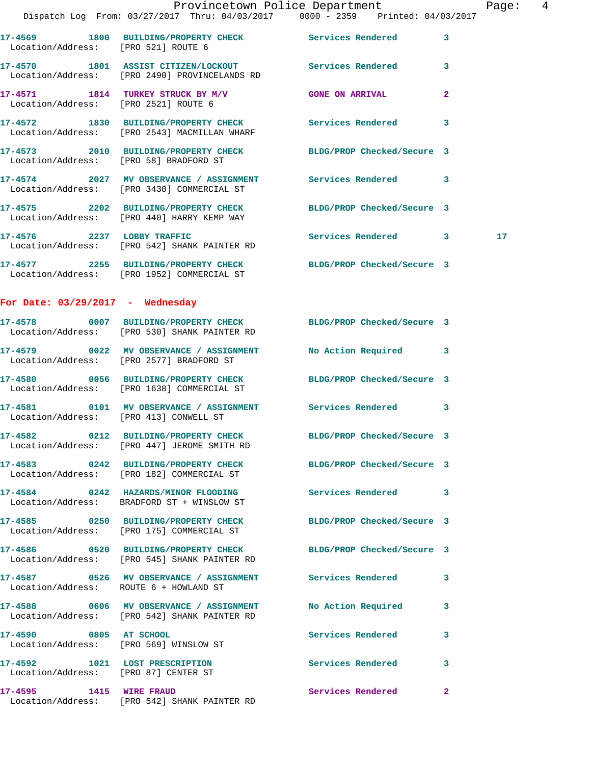| Call # | Time | Call Reason | Action | Priority | |
|---|---|---|---|---|---|
| 17-4569 | 1800 | BUILDING/PROPERTY CHECK | Services Rendered | 3 | |
| Location/Address: | | [PRO 521] ROUTE 6 | | | |
| 17-4570 | 1801 | ASSIST CITIZEN/LOCKOUT | Services Rendered | 3 | |
| Location/Address: | | [PRO 2490] PROVINCELANDS RD | | | |
| 17-4571 | 1814 | TURKEY STRUCK BY M/V | GONE ON ARRIVAL | 2 | |
| Location/Address: | | [PRO 2521] ROUTE 6 | | | |
| 17-4572 | 1830 | BUILDING/PROPERTY CHECK | Services Rendered | 3 | |
| Location/Address: | | [PRO 2543] MACMILLAN WHARF | | | |
| 17-4573 | 2010 | BUILDING/PROPERTY CHECK | BLDG/PROP Checked/Secure | 3 | |
| Location/Address: | | [PRO 58] BRADFORD ST | | | |
| 17-4574 | 2027 | MV OBSERVANCE / ASSIGNMENT | Services Rendered | 3 | |
| Location/Address: | | [PRO 3430] COMMERCIAL ST | | | |
| 17-4575 | 2202 | BUILDING/PROPERTY CHECK | BLDG/PROP Checked/Secure | 3 | |
| Location/Address: | | [PRO 440] HARRY KEMP WAY | | | |
| 17-4576 | 2237 | LOBBY TRAFFIC | Services Rendered | 3 | 17 |
| Location/Address: | | [PRO 542] SHANK PAINTER RD | | | |
| 17-4577 | 2255 | BUILDING/PROPERTY CHECK | BLDG/PROP Checked/Secure | 3 | |
| Location/Address: | | [PRO 1952] COMMERCIAL ST | | | |

## For Date: 03/29/2017 - Wednesday

| Call # | Time | Call Reason | Action | Priority |
|---|---|---|---|---|
| 17-4578 | 0007 | BUILDING/PROPERTY CHECK | BLDG/PROP Checked/Secure | 3 |
| Location/Address: | | [PRO 530] SHANK PAINTER RD | | |
| 17-4579 | 0022 | MV OBSERVANCE / ASSIGNMENT | No Action Required | 3 |
| Location/Address: | | [PRO 2577] BRADFORD ST | | |
| 17-4580 | 0056 | BUILDING/PROPERTY CHECK | BLDG/PROP Checked/Secure | 3 |
| Location/Address: | | [PRO 1638] COMMERCIAL ST | | |
| 17-4581 | 0101 | MV OBSERVANCE / ASSIGNMENT | Services Rendered | 3 |
| Location/Address: | | [PRO 413] CONWELL ST | | |
| 17-4582 | 0212 | BUILDING/PROPERTY CHECK | BLDG/PROP Checked/Secure | 3 |
| Location/Address: | | [PRO 447] JEROME SMITH RD | | |
| 17-4583 | 0242 | BUILDING/PROPERTY CHECK | BLDG/PROP Checked/Secure | 3 |
| Location/Address: | | [PRO 182] COMMERCIAL ST | | |
| 17-4584 | 0242 | HAZARDS/MINOR FLOODING | Services Rendered | 3 |
| Location/Address: | | BRADFORD ST + WINSLOW ST | | |
| 17-4585 | 0250 | BUILDING/PROPERTY CHECK | BLDG/PROP Checked/Secure | 3 |
| Location/Address: | | [PRO 175] COMMERCIAL ST | | |
| 17-4586 | 0520 | BUILDING/PROPERTY CHECK | BLDG/PROP Checked/Secure | 3 |
| Location/Address: | | [PRO 545] SHANK PAINTER RD | | |
| 17-4587 | 0526 | MV OBSERVANCE / ASSIGNMENT | Services Rendered | 3 |
| Location/Address: | | ROUTE 6 + HOWLAND ST | | |
| 17-4588 | 0606 | MV OBSERVANCE / ASSIGNMENT | No Action Required | 3 |
| Location/Address: | | [PRO 542] SHANK PAINTER RD | | |
| 17-4590 | 0805 | AT SCHOOL | Services Rendered | 3 |
| Location/Address: | | [PRO 569] WINSLOW ST | | |
| 17-4592 | 1021 | LOST PRESCRIPTION | Services Rendered | 3 |
| Location/Address: | | [PRO 87] CENTER ST | | |
| 17-4595 | 1415 | WIRE FRAUD | Services Rendered | 2 |
| Location/Address: | | [PRO 542] SHANK PAINTER RD | | |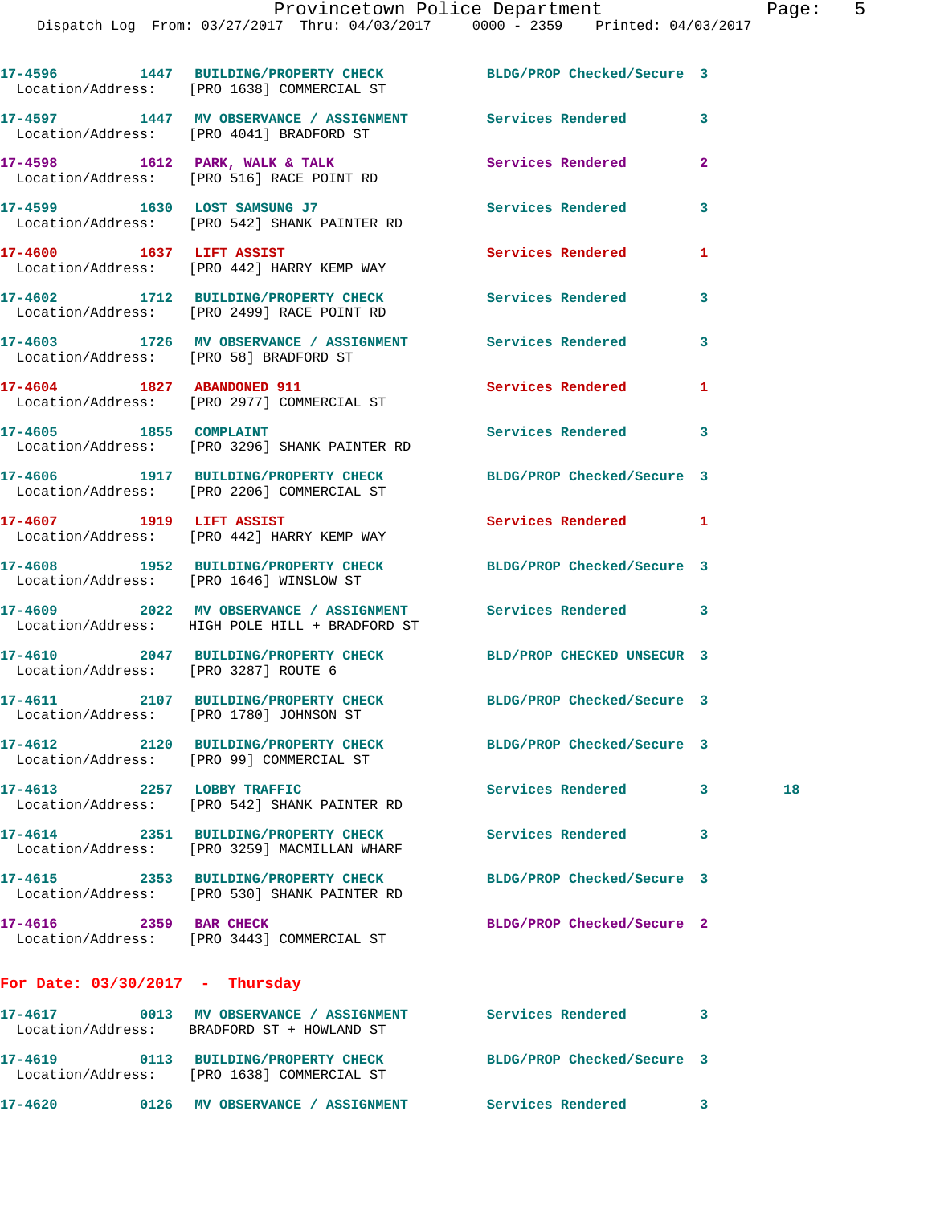17-4596 1447 BUILDING/PROPERTY CHECK BLDG/PROP Checked/Secure 3
Location/Address: [PRO 1638] COMMERCIAL ST

17-4597 1447 MV OBSERVANCE / ASSIGNMENT Services Rendered 3
Location/Address: [PRO 4041] BRADFORD ST

17-4598 1612 PARK, WALK & TALK Services Rendered 2
Location/Address: [PRO 516] RACE POINT RD

17-4599 1630 LOST SAMSUNG J7 Services Rendered 3
Location/Address: [PRO 542] SHANK PAINTER RD

17-4600 1637 LIFT ASSIST Services Rendered 1
Location/Address: [PRO 442] HARRY KEMP WAY

17-4602 1712 BUILDING/PROPERTY CHECK Services Rendered 3
Location/Address: [PRO 2499] RACE POINT RD

17-4603 1726 MV OBSERVANCE / ASSIGNMENT Services Rendered 3
Location/Address: [PRO 58] BRADFORD ST

17-4604 1827 ABANDONED 911 Services Rendered 1
Location/Address: [PRO 2977] COMMERCIAL ST

17-4605 1855 COMPLAINT Services Rendered 3
Location/Address: [PRO 3296] SHANK PAINTER RD

17-4606 1917 BUILDING/PROPERTY CHECK BLDG/PROP Checked/Secure 3
Location/Address: [PRO 2206] COMMERCIAL ST

17-4607 1919 LIFT ASSIST Services Rendered 1
Location/Address: [PRO 442] HARRY KEMP WAY

17-4608 1952 BUILDING/PROPERTY CHECK BLDG/PROP Checked/Secure 3
Location/Address: [PRO 1646] WINSLOW ST

17-4609 2022 MV OBSERVANCE / ASSIGNMENT Services Rendered 3
Location/Address: HIGH POLE HILL + BRADFORD ST

17-4610 2047 BUILDING/PROPERTY CHECK BLD/PROP CHECKED UNSECUR 3
Location/Address: [PRO 3287] ROUTE 6

17-4611 2107 BUILDING/PROPERTY CHECK BLDG/PROP Checked/Secure 3
Location/Address: [PRO 1780] JOHNSON ST

17-4612 2120 BUILDING/PROPERTY CHECK BLDG/PROP Checked/Secure 3
Location/Address: [PRO 99] COMMERCIAL ST

17-4613 2257 LOBBY TRAFFIC Services Rendered 3 18
Location/Address: [PRO 542] SHANK PAINTER RD

17-4614 2351 BUILDING/PROPERTY CHECK Services Rendered 3
Location/Address: [PRO 3259] MACMILLAN WHARF

17-4615 2353 BUILDING/PROPERTY CHECK BLDG/PROP Checked/Secure 3
Location/Address: [PRO 530] SHANK PAINTER RD

17-4616 2359 BAR CHECK BLDG/PROP Checked/Secure 2
Location/Address: [PRO 3443] COMMERCIAL ST

## For Date: 03/30/2017 - Thursday

17-4617 0013 MV OBSERVANCE / ASSIGNMENT Services Rendered 3
Location/Address: BRADFORD ST + HOWLAND ST

17-4619 0113 BUILDING/PROPERTY CHECK BLDG/PROP Checked/Secure 3
Location/Address: [PRO 1638] COMMERCIAL ST

17-4620 0126 MV OBSERVANCE / ASSIGNMENT Services Rendered 3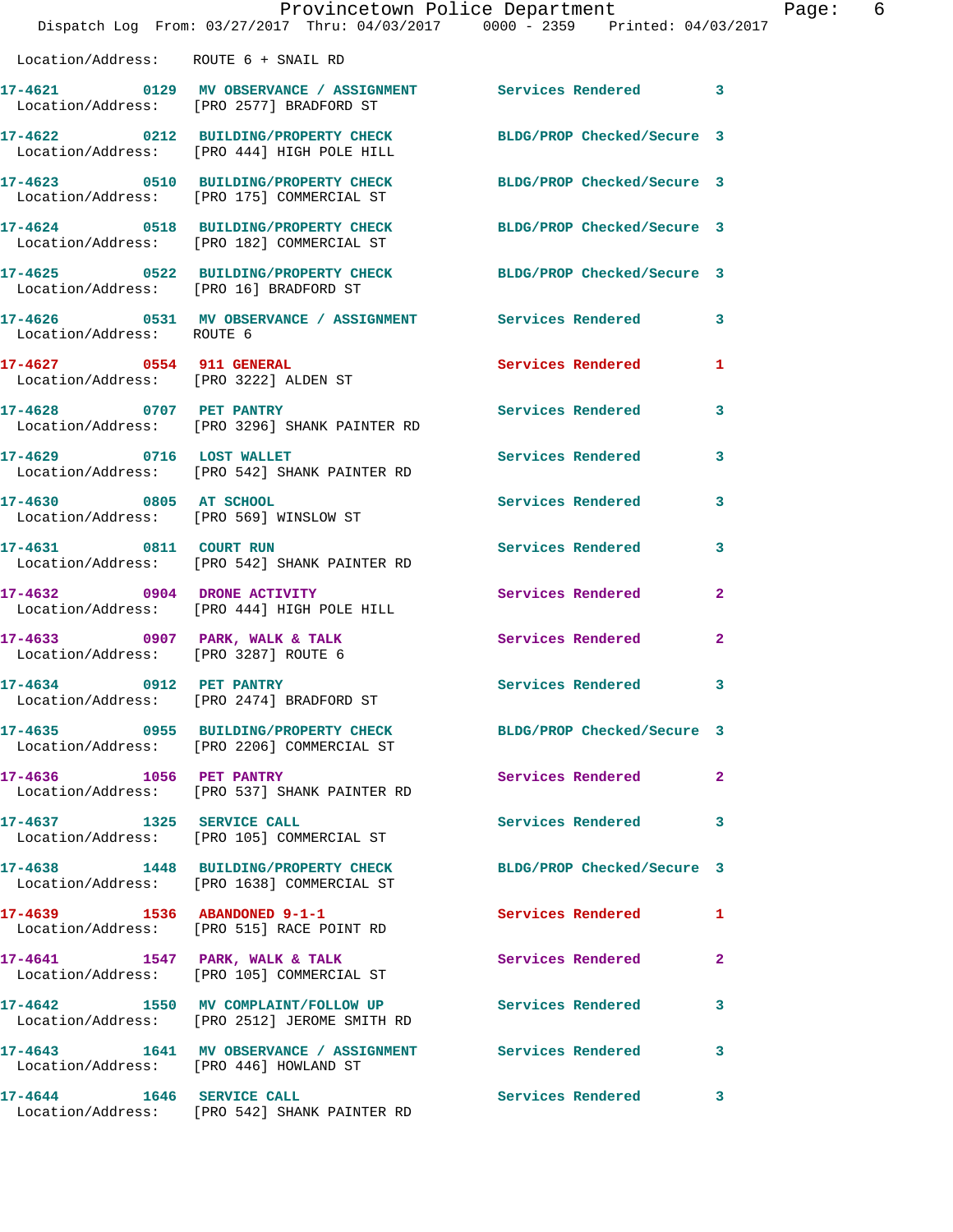Location/Address: ROUTE 6 + SNAIL RD

| Call Number | Time | Call Reason | Action | Priority |
|---|---|---|---|---|
| 17-4621 | 0129 | MV OBSERVANCE / ASSIGNMENT | Services Rendered | 3 |
| Location/Address: [PRO 2577] BRADFORD ST | | | | |
| 17-4622 | 0212 | BUILDING/PROPERTY CHECK | BLDG/PROP Checked/Secure | 3 |
| Location/Address: [PRO 444] HIGH POLE HILL | | | | |
| 17-4623 | 0510 | BUILDING/PROPERTY CHECK | BLDG/PROP Checked/Secure | 3 |
| Location/Address: [PRO 175] COMMERCIAL ST | | | | |
| 17-4624 | 0518 | BUILDING/PROPERTY CHECK | BLDG/PROP Checked/Secure | 3 |
| Location/Address: [PRO 182] COMMERCIAL ST | | | | |
| 17-4625 | 0522 | BUILDING/PROPERTY CHECK | BLDG/PROP Checked/Secure | 3 |
| Location/Address: [PRO 16] BRADFORD ST | | | | |
| 17-4626 | 0531 | MV OBSERVANCE / ASSIGNMENT | Services Rendered | 3 |
| Location/Address: ROUTE 6 | | | | |
| 17-4627 | 0554 | 911 GENERAL | Services Rendered | 1 |
| Location/Address: [PRO 3222] ALDEN ST | | | | |
| 17-4628 | 0707 | PET PANTRY | Services Rendered | 3 |
| Location/Address: [PRO 3296] SHANK PAINTER RD | | | | |
| 17-4629 | 0716 | LOST WALLET | Services Rendered | 3 |
| Location/Address: [PRO 542] SHANK PAINTER RD | | | | |
| 17-4630 | 0805 | AT SCHOOL | Services Rendered | 3 |
| Location/Address: [PRO 569] WINSLOW ST | | | | |
| 17-4631 | 0811 | COURT RUN | Services Rendered | 3 |
| Location/Address: [PRO 542] SHANK PAINTER RD | | | | |
| 17-4632 | 0904 | DRONE ACTIVITY | Services Rendered | 2 |
| Location/Address: [PRO 444] HIGH POLE HILL | | | | |
| 17-4633 | 0907 | PARK, WALK & TALK | Services Rendered | 2 |
| Location/Address: [PRO 3287] ROUTE 6 | | | | |
| 17-4634 | 0912 | PET PANTRY | Services Rendered | 3 |
| Location/Address: [PRO 2474] BRADFORD ST | | | | |
| 17-4635 | 0955 | BUILDING/PROPERTY CHECK | BLDG/PROP Checked/Secure | 3 |
| Location/Address: [PRO 2206] COMMERCIAL ST | | | | |
| 17-4636 | 1056 | PET PANTRY | Services Rendered | 2 |
| Location/Address: [PRO 537] SHANK PAINTER RD | | | | |
| 17-4637 | 1325 | SERVICE CALL | Services Rendered | 3 |
| Location/Address: [PRO 105] COMMERCIAL ST | | | | |
| 17-4638 | 1448 | BUILDING/PROPERTY CHECK | BLDG/PROP Checked/Secure | 3 |
| Location/Address: [PRO 1638] COMMERCIAL ST | | | | |
| 17-4639 | 1536 | ABANDONED 9-1-1 | Services Rendered | 1 |
| Location/Address: [PRO 515] RACE POINT RD | | | | |
| 17-4641 | 1547 | PARK, WALK & TALK | Services Rendered | 2 |
| Location/Address: [PRO 105] COMMERCIAL ST | | | | |
| 17-4642 | 1550 | MV COMPLAINT/FOLLOW UP | Services Rendered | 3 |
| Location/Address: [PRO 2512] JEROME SMITH RD | | | | |
| 17-4643 | 1641 | MV OBSERVANCE / ASSIGNMENT | Services Rendered | 3 |
| Location/Address: [PRO 446] HOWLAND ST | | | | |
| 17-4644 | 1646 | SERVICE CALL | Services Rendered | 3 |
| Location/Address: [PRO 542] SHANK PAINTER RD | | | | |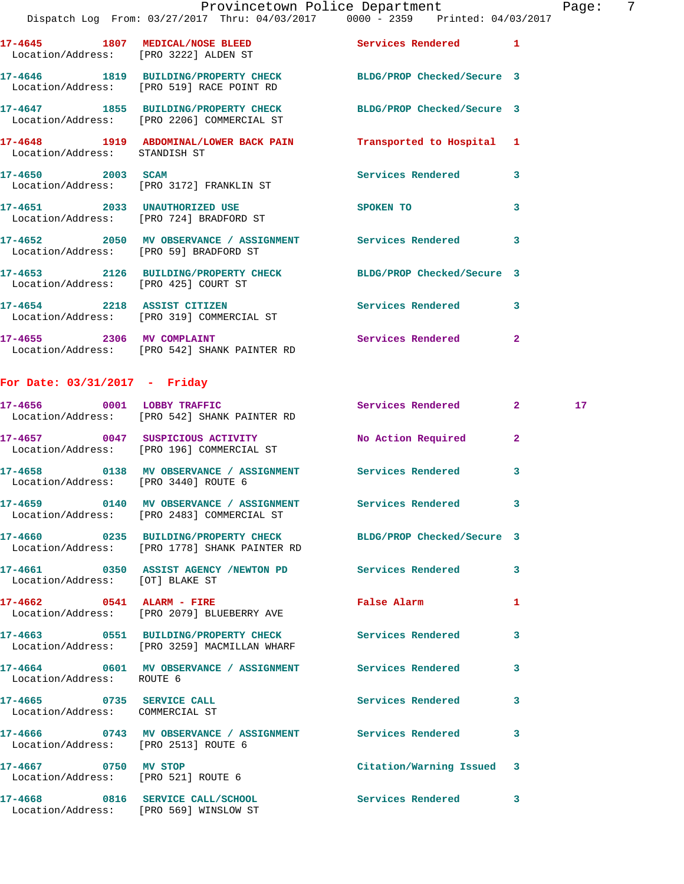17-4645 1807 MEDICAL/NOSE BLEED Services Rendered 1
Location/Address: [PRO 3222] ALDEN ST

17-4646 1819 BUILDING/PROPERTY CHECK BLDG/PROP Checked/Secure 3
Location/Address: [PRO 519] RACE POINT RD

17-4647 1855 BUILDING/PROPERTY CHECK BLDG/PROP Checked/Secure 3
Location/Address: [PRO 2206] COMMERCIAL ST

17-4648 1919 ABDOMINAL/LOWER BACK PAIN Transported to Hospital 1
Location/Address: STANDISH ST

17-4650 2003 SCAM Services Rendered 3
Location/Address: [PRO 3172] FRANKLIN ST

17-4651 2033 UNAUTHORIZED USE SPOKEN TO 3
Location/Address: [PRO 724] BRADFORD ST

17-4652 2050 MV OBSERVANCE / ASSIGNMENT Services Rendered 3
Location/Address: [PRO 59] BRADFORD ST

17-4653 2126 BUILDING/PROPERTY CHECK BLDG/PROP Checked/Secure 3
Location/Address: [PRO 425] COURT ST

17-4654 2218 ASSIST CITIZEN Services Rendered 3
Location/Address: [PRO 319] COMMERCIAL ST

17-4655 2306 MV COMPLAINT Services Rendered 2
Location/Address: [PRO 542] SHANK PAINTER RD

## For Date: 03/31/2017 - Friday

17-4656 0001 LOBBY TRAFFIC Services Rendered 2 17
Location/Address: [PRO 542] SHANK PAINTER RD

17-4657 0047 SUSPICIOUS ACTIVITY No Action Required 2
Location/Address: [PRO 196] COMMERCIAL ST

17-4658 0138 MV OBSERVANCE / ASSIGNMENT Services Rendered 3
Location/Address: [PRO 3440] ROUTE 6

17-4659 0140 MV OBSERVANCE / ASSIGNMENT Services Rendered 3
Location/Address: [PRO 2483] COMMERCIAL ST

17-4660 0235 BUILDING/PROPERTY CHECK BLDG/PROP Checked/Secure 3
Location/Address: [PRO 1778] SHANK PAINTER RD

17-4661 0350 ASSIST AGENCY /NEWTON PD Services Rendered 3
Location/Address: [OT] BLAKE ST

17-4662 0541 ALARM - FIRE False Alarm 1
Location/Address: [PRO 2079] BLUEBERRY AVE

17-4663 0551 BUILDING/PROPERTY CHECK Services Rendered 3
Location/Address: [PRO 3259] MACMILLAN WHARF

17-4664 0601 MV OBSERVANCE / ASSIGNMENT Services Rendered 3
Location/Address: ROUTE 6

17-4665 0735 SERVICE CALL Services Rendered 3
Location/Address: COMMERCIAL ST

17-4666 0743 MV OBSERVANCE / ASSIGNMENT Services Rendered 3
Location/Address: [PRO 2513] ROUTE 6

17-4667 0750 MV STOP Citation/Warning Issued 3
Location/Address: [PRO 521] ROUTE 6

17-4668 0816 SERVICE CALL/SCHOOL Services Rendered 3
Location/Address: [PRO 569] WINSLOW ST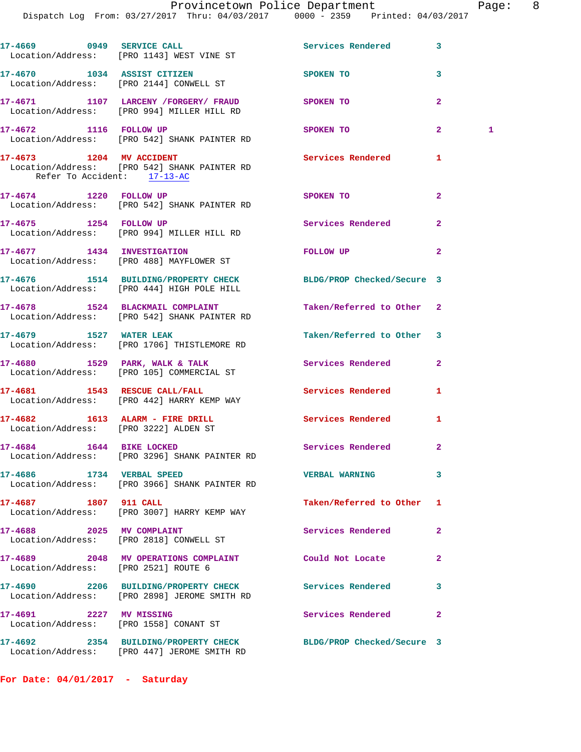17-4669 0949 SERVICE CALL Services Rendered 3
Location/Address: [PRO 1143] WEST VINE ST

17-4670 1034 ASSIST CITIZEN SPOKEN TO 3
Location/Address: [PRO 2144] CONWELL ST

17-4671 1107 LARCENY /FORGERY/ FRAUD SPOKEN TO 2
Location/Address: [PRO 994] MILLER HILL RD

17-4672 1116 FOLLOW UP SPOKEN TO 2 1
Location/Address: [PRO 542] SHANK PAINTER RD

17-4673 1204 MV ACCIDENT Services Rendered 1
Location/Address: [PRO 542] SHANK PAINTER RD
Refer To Accident: 17-13-AC

17-4674 1220 FOLLOW UP SPOKEN TO 2
Location/Address: [PRO 542] SHANK PAINTER RD

17-4675 1254 FOLLOW UP Services Rendered 2
Location/Address: [PRO 994] MILLER HILL RD

17-4677 1434 INVESTIGATION FOLLOW UP 2
Location/Address: [PRO 488] MAYFLOWER ST

17-4676 1514 BUILDING/PROPERTY CHECK BLDG/PROP Checked/Secure 3
Location/Address: [PRO 444] HIGH POLE HILL

17-4678 1524 BLACKMAIL COMPLAINT Taken/Referred to Other 2
Location/Address: [PRO 542] SHANK PAINTER RD

17-4679 1527 WATER LEAK Taken/Referred to Other 3
Location/Address: [PRO 1706] THISTLEMORE RD

17-4680 1529 PARK, WALK & TALK Services Rendered 2
Location/Address: [PRO 105] COMMERCIAL ST

17-4681 1543 RESCUE CALL/FALL Services Rendered 1
Location/Address: [PRO 442] HARRY KEMP WAY

17-4682 1613 ALARM - FIRE DRILL Services Rendered 1
Location/Address: [PRO 3222] ALDEN ST

17-4684 1644 BIKE LOCKED Services Rendered 2
Location/Address: [PRO 3296] SHANK PAINTER RD

17-4686 1734 VERBAL SPEED VERBAL WARNING 3
Location/Address: [PRO 3966] SHANK PAINTER RD

17-4687 1807 911 CALL Taken/Referred to Other 1
Location/Address: [PRO 3007] HARRY KEMP WAY

17-4688 2025 MV COMPLAINT Services Rendered 2
Location/Address: [PRO 2818] CONWELL ST

17-4689 2048 MV OPERATIONS COMPLAINT Could Not Locate 2
Location/Address: [PRO 2521] ROUTE 6

17-4690 2206 BUILDING/PROPERTY CHECK Services Rendered 3
Location/Address: [PRO 2898] JEROME SMITH RD

17-4691 2227 MV MISSING Services Rendered 2
Location/Address: [PRO 1558] CONANT ST

17-4692 2354 BUILDING/PROPERTY CHECK BLDG/PROP Checked/Secure 3
Location/Address: [PRO 447] JEROME SMITH RD

**For Date: 04/01/2017 - Saturday**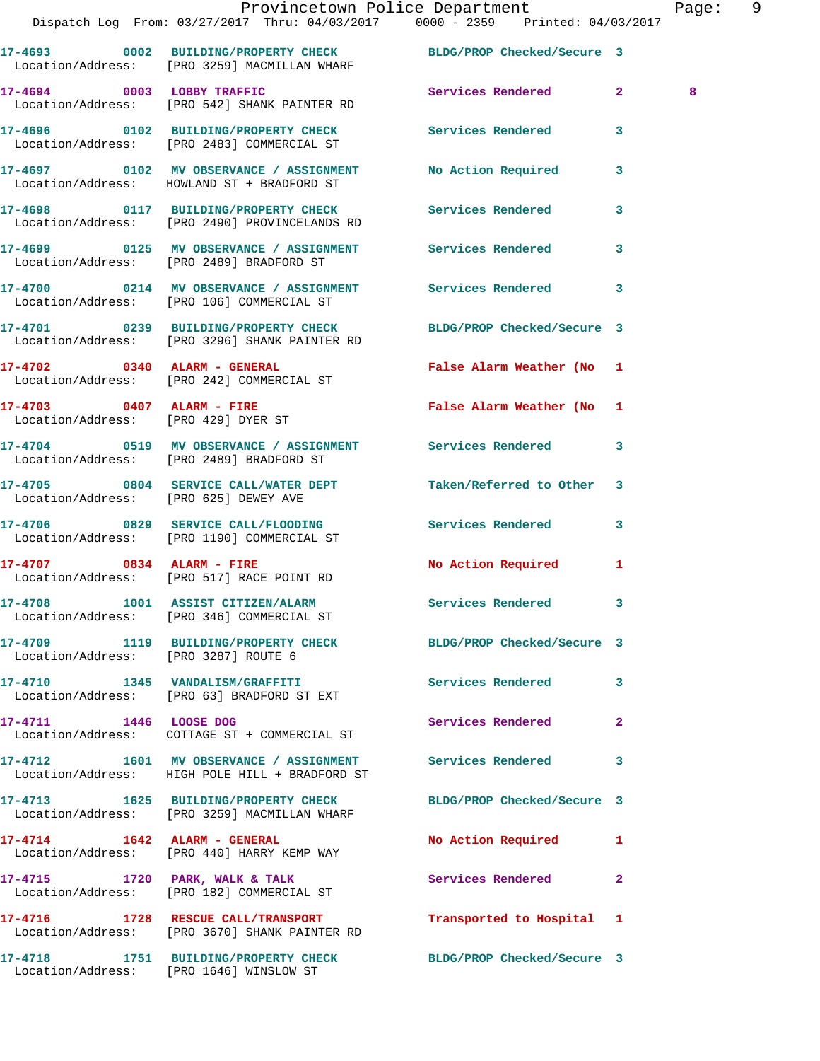| Call # | Time | Call Type | Disposition | Priority | |
|---|---|---|---|---|---|
| 17-4693 | 0002 | BUILDING/PROPERTY CHECK | BLDG/PROP Checked/Secure | 3 | |
| Location/Address: | [PRO 3259] MACMILLAN WHARF | | | | |
| 17-4694 | 0003 | LOBBY TRAFFIC | Services Rendered | 2 | 8 |
| Location/Address: | [PRO 542] SHANK PAINTER RD | | | | |
| 17-4696 | 0102 | BUILDING/PROPERTY CHECK | Services Rendered | 3 | |
| Location/Address: | [PRO 2483] COMMERCIAL ST | | | | |
| 17-4697 | 0102 | MV OBSERVANCE / ASSIGNMENT | No Action Required | 3 | |
| Location/Address: | HOWLAND ST + BRADFORD ST | | | | |
| 17-4698 | 0117 | BUILDING/PROPERTY CHECK | Services Rendered | 3 | |
| Location/Address: | [PRO 2490] PROVINCELANDS RD | | | | |
| 17-4699 | 0125 | MV OBSERVANCE / ASSIGNMENT | Services Rendered | 3 | |
| Location/Address: | [PRO 2489] BRADFORD ST | | | | |
| 17-4700 | 0214 | MV OBSERVANCE / ASSIGNMENT | Services Rendered | 3 | |
| Location/Address: | [PRO 106] COMMERCIAL ST | | | | |
| 17-4701 | 0239 | BUILDING/PROPERTY CHECK | BLDG/PROP Checked/Secure | 3 | |
| Location/Address: | [PRO 3296] SHANK PAINTER RD | | | | |
| 17-4702 | 0340 | ALARM - GENERAL | False Alarm Weather (No | 1 | |
| Location/Address: | [PRO 242] COMMERCIAL ST | | | | |
| 17-4703 | 0407 | ALARM - FIRE | False Alarm Weather (No | 1 | |
| Location/Address: | [PRO 429] DYER ST | | | | |
| 17-4704 | 0519 | MV OBSERVANCE / ASSIGNMENT | Services Rendered | 3 | |
| Location/Address: | [PRO 2489] BRADFORD ST | | | | |
| 17-4705 | 0804 | SERVICE CALL/WATER DEPT | Taken/Referred to Other | 3 | |
| Location/Address: | [PRO 625] DEWEY AVE | | | | |
| 17-4706 | 0829 | SERVICE CALL/FLOODING | Services Rendered | 3 | |
| Location/Address: | [PRO 1190] COMMERCIAL ST | | | | |
| 17-4707 | 0834 | ALARM - FIRE | No Action Required | 1 | |
| Location/Address: | [PRO 517] RACE POINT RD | | | | |
| 17-4708 | 1001 | ASSIST CITIZEN/ALARM | Services Rendered | 3 | |
| Location/Address: | [PRO 346] COMMERCIAL ST | | | | |
| 17-4709 | 1119 | BUILDING/PROPERTY CHECK | BLDG/PROP Checked/Secure | 3 | |
| Location/Address: | [PRO 3287] ROUTE 6 | | | | |
| 17-4710 | 1345 | VANDALISM/GRAFFITI | Services Rendered | 3 | |
| Location/Address: | [PRO 63] BRADFORD ST EXT | | | | |
| 17-4711 | 1446 | LOOSE DOG | Services Rendered | 2 | |
| Location/Address: | COTTAGE ST + COMMERCIAL ST | | | | |
| 17-4712 | 1601 | MV OBSERVANCE / ASSIGNMENT | Services Rendered | 3 | |
| Location/Address: | HIGH POLE HILL + BRADFORD ST | | | | |
| 17-4713 | 1625 | BUILDING/PROPERTY CHECK | BLDG/PROP Checked/Secure | 3 | |
| Location/Address: | [PRO 3259] MACMILLAN WHARF | | | | |
| 17-4714 | 1642 | ALARM - GENERAL | No Action Required | 1 | |
| Location/Address: | [PRO 440] HARRY KEMP WAY | | | | |
| 17-4715 | 1720 | PARK, WALK & TALK | Services Rendered | 2 | |
| Location/Address: | [PRO 182] COMMERCIAL ST | | | | |
| 17-4716 | 1728 | RESCUE CALL/TRANSPORT | Transported to Hospital | 1 | |
| Location/Address: | [PRO 3670] SHANK PAINTER RD | | | | |
| 17-4718 | 1751 | BUILDING/PROPERTY CHECK | BLDG/PROP Checked/Secure | 3 | |
| Location/Address: | [PRO 1646] WINSLOW ST | | | | |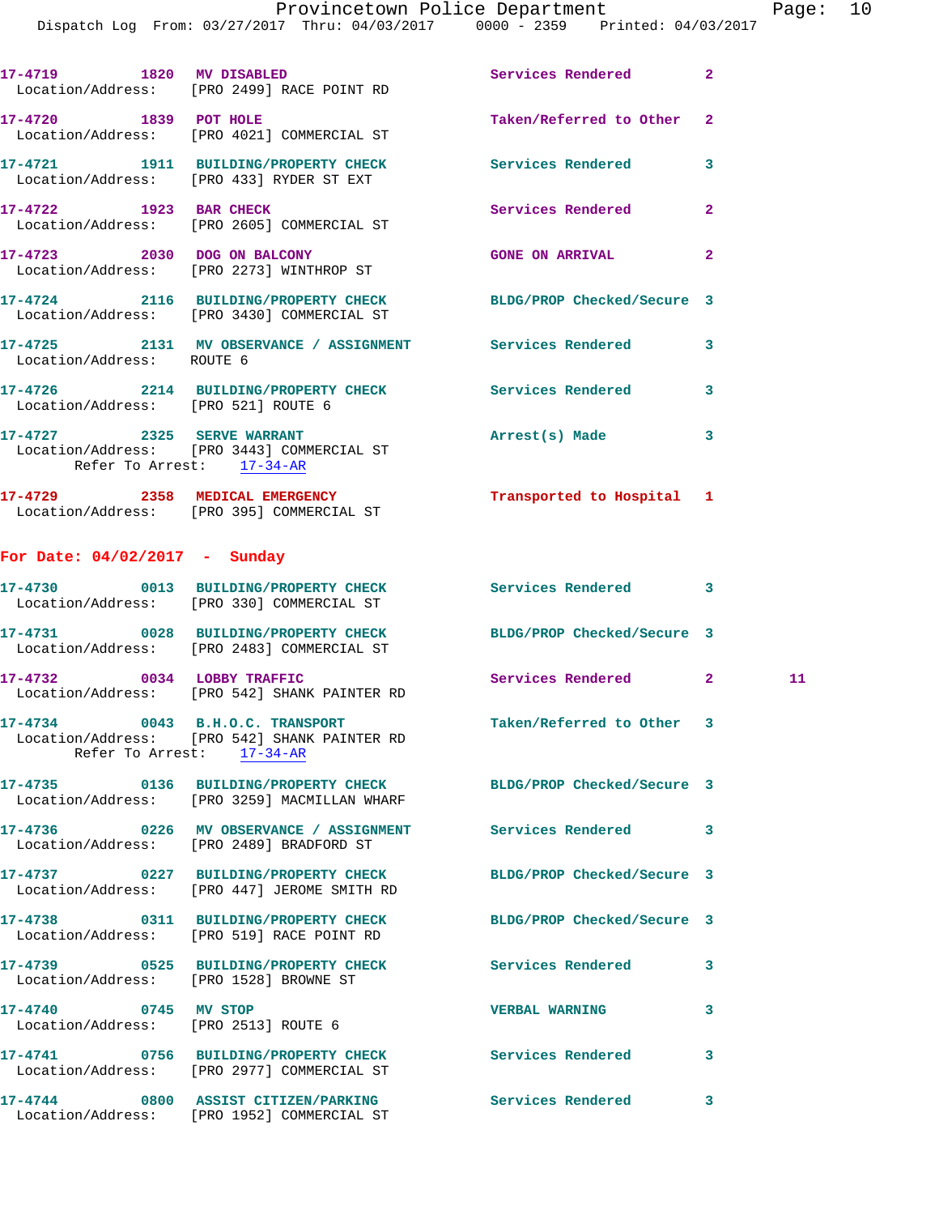17-4719 1820 MV DISABLED Services Rendered 2
Location/Address: [PRO 2499] RACE POINT RD

17-4720 1839 POT HOLE Taken/Referred to Other 2
Location/Address: [PRO 4021] COMMERCIAL ST

17-4721 1911 BUILDING/PROPERTY CHECK Services Rendered 3
Location/Address: [PRO 433] RYDER ST EXT

17-4722 1923 BAR CHECK Services Rendered 2
Location/Address: [PRO 2605] COMMERCIAL ST

17-4723 2030 DOG ON BALCONY GONE ON ARRIVAL 2
Location/Address: [PRO 2273] WINTHROP ST

17-4724 2116 BUILDING/PROPERTY CHECK BLDG/PROP Checked/Secure 3
Location/Address: [PRO 3430] COMMERCIAL ST

17-4725 2131 MV OBSERVANCE / ASSIGNMENT Services Rendered 3
Location/Address: ROUTE 6

17-4726 2214 BUILDING/PROPERTY CHECK Services Rendered 3
Location/Address: [PRO 521] ROUTE 6

17-4727 2325 SERVE WARRANT Arrest(s) Made 3
Location/Address: [PRO 3443] COMMERCIAL ST
Refer To Arrest: 17-34-AR

17-4729 2358 MEDICAL EMERGENCY Transported to Hospital 1
Location/Address: [PRO 395] COMMERCIAL ST

## For Date: 04/02/2017 - Sunday

17-4730 0013 BUILDING/PROPERTY CHECK Services Rendered 3
Location/Address: [PRO 330] COMMERCIAL ST

17-4731 0028 BUILDING/PROPERTY CHECK BLDG/PROP Checked/Secure 3
Location/Address: [PRO 2483] COMMERCIAL ST

17-4732 0034 LOBBY TRAFFIC Services Rendered 2 11
Location/Address: [PRO 542] SHANK PAINTER RD

17-4734 0043 B.H.O.C. TRANSPORT Taken/Referred to Other 3
Location/Address: [PRO 542] SHANK PAINTER RD
Refer To Arrest: 17-34-AR

17-4735 0136 BUILDING/PROPERTY CHECK BLDG/PROP Checked/Secure 3
Location/Address: [PRO 3259] MACMILLAN WHARF

17-4736 0226 MV OBSERVANCE / ASSIGNMENT Services Rendered 3
Location/Address: [PRO 2489] BRADFORD ST

17-4737 0227 BUILDING/PROPERTY CHECK BLDG/PROP Checked/Secure 3
Location/Address: [PRO 447] JEROME SMITH RD

17-4738 0311 BUILDING/PROPERTY CHECK BLDG/PROP Checked/Secure 3
Location/Address: [PRO 519] RACE POINT RD

17-4739 0525 BUILDING/PROPERTY CHECK Services Rendered 3
Location/Address: [PRO 1528] BROWNE ST

17-4740 0745 MV STOP VERBAL WARNING 3
Location/Address: [PRO 2513] ROUTE 6

17-4741 0756 BUILDING/PROPERTY CHECK Services Rendered 3
Location/Address: [PRO 2977] COMMERCIAL ST

17-4744 0800 ASSIST CITIZEN/PARKING Services Rendered 3
Location/Address: [PRO 1952] COMMERCIAL ST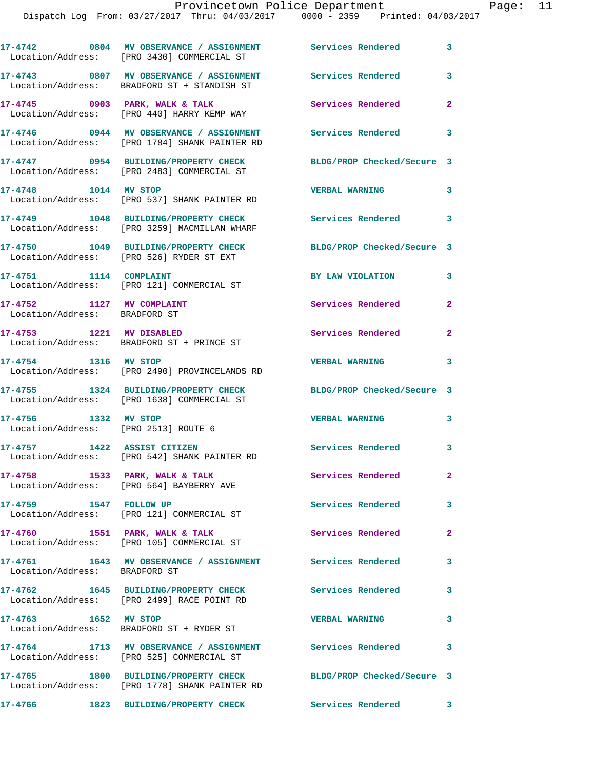17-4742 0804 MV OBSERVANCE / ASSIGNMENT Services Rendered 3
Location/Address: [PRO 3430] COMMERCIAL ST

17-4743 0807 MV OBSERVANCE / ASSIGNMENT Services Rendered 3
Location/Address: BRADFORD ST + STANDISH ST

17-4745 0903 PARK, WALK & TALK Services Rendered 2
Location/Address: [PRO 440] HARRY KEMP WAY

17-4746 0944 MV OBSERVANCE / ASSIGNMENT Services Rendered 3
Location/Address: [PRO 1784] SHANK PAINTER RD

17-4747 0954 BUILDING/PROPERTY CHECK BLDG/PROP Checked/Secure 3
Location/Address: [PRO 2483] COMMERCIAL ST

17-4748 1014 MV STOP VERBAL WARNING 3
Location/Address: [PRO 537] SHANK PAINTER RD

17-4749 1048 BUILDING/PROPERTY CHECK Services Rendered 3
Location/Address: [PRO 3259] MACMILLAN WHARF

17-4750 1049 BUILDING/PROPERTY CHECK BLDG/PROP Checked/Secure 3
Location/Address: [PRO 526] RYDER ST EXT

17-4751 1114 COMPLAINT BY LAW VIOLATION 3
Location/Address: [PRO 121] COMMERCIAL ST

17-4752 1127 MV COMPLAINT Services Rendered 2
Location/Address: BRADFORD ST

17-4753 1221 MV DISABLED Services Rendered 2
Location/Address: BRADFORD ST + PRINCE ST

17-4754 1316 MV STOP VERBAL WARNING 3
Location/Address: [PRO 2490] PROVINCELANDS RD

17-4755 1324 BUILDING/PROPERTY CHECK BLDG/PROP Checked/Secure 3
Location/Address: [PRO 1638] COMMERCIAL ST

17-4756 1332 MV STOP VERBAL WARNING 3
Location/Address: [PRO 2513] ROUTE 6

17-4757 1422 ASSIST CITIZEN Services Rendered 3
Location/Address: [PRO 542] SHANK PAINTER RD

17-4758 1533 PARK, WALK & TALK Services Rendered 2
Location/Address: [PRO 564] BAYBERRY AVE

17-4759 1547 FOLLOW UP Services Rendered 3
Location/Address: [PRO 121] COMMERCIAL ST

17-4760 1551 PARK, WALK & TALK Services Rendered 2
Location/Address: [PRO 105] COMMERCIAL ST

17-4761 1643 MV OBSERVANCE / ASSIGNMENT Services Rendered 3
Location/Address: BRADFORD ST

17-4762 1645 BUILDING/PROPERTY CHECK Services Rendered 3
Location/Address: [PRO 2499] RACE POINT RD

17-4763 1652 MV STOP VERBAL WARNING 3
Location/Address: BRADFORD ST + RYDER ST

17-4764 1713 MV OBSERVANCE / ASSIGNMENT Services Rendered 3
Location/Address: [PRO 525] COMMERCIAL ST

17-4765 1800 BUILDING/PROPERTY CHECK BLDG/PROP Checked/Secure 3
Location/Address: [PRO 1778] SHANK PAINTER RD

17-4766 1823 BUILDING/PROPERTY CHECK Services Rendered 3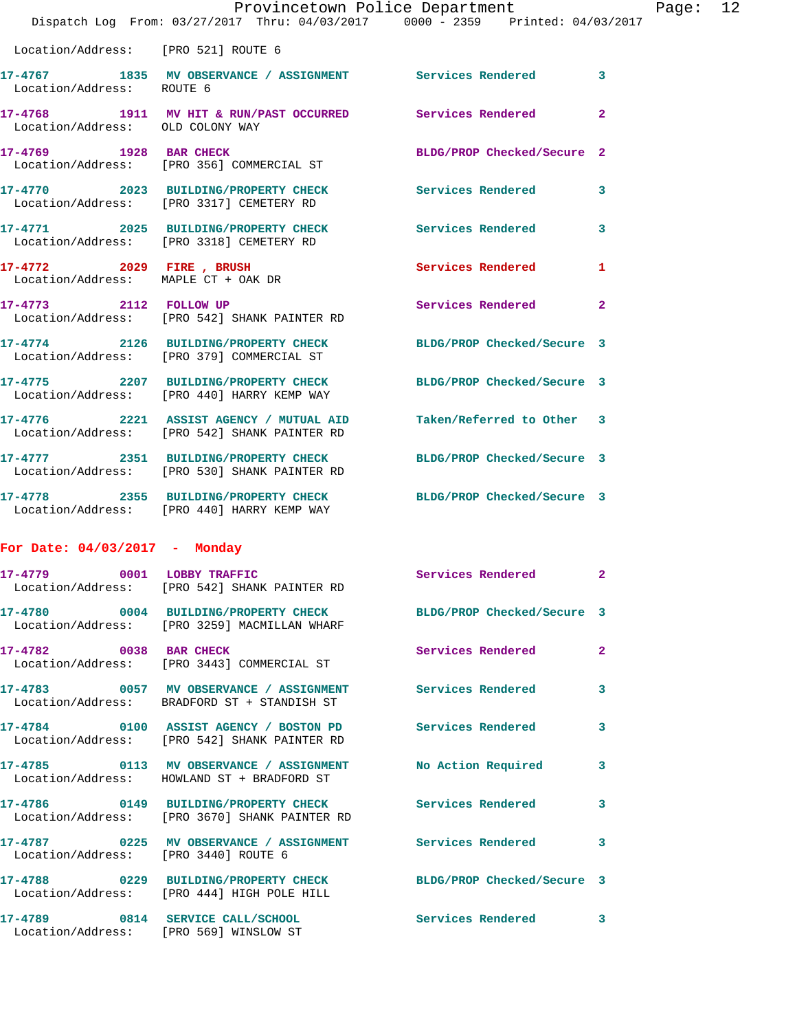Location/Address: [PRO 521] ROUTE 6

**17-4767** 1835 **MV OBSERVANCE / ASSIGNMENT** Services Rendered 3
Location/Address: ROUTE 6

**17-4768** 1911 **MV HIT & RUN/PAST OCCURRED** Services Rendered 2
Location/Address: OLD COLONY WAY

**17-4769** 1928 **BAR CHECK** BLDG/PROP Checked/Secure 2
Location/Address: [PRO 356] COMMERCIAL ST

**17-4770** 2023 **BUILDING/PROPERTY CHECK** Services Rendered 3
Location/Address: [PRO 3317] CEMETERY RD

**17-4771** 2025 **BUILDING/PROPERTY CHECK** Services Rendered 3
Location/Address: [PRO 3318] CEMETERY RD

**17-4772** 2029 **FIRE , BRUSH** Services Rendered 1
Location/Address: MAPLE CT + OAK DR

**17-4773** 2112 **FOLLOW UP** Services Rendered 2
Location/Address: [PRO 542] SHANK PAINTER RD

**17-4774** 2126 **BUILDING/PROPERTY CHECK** BLDG/PROP Checked/Secure 3
Location/Address: [PRO 379] COMMERCIAL ST

**17-4775** 2207 **BUILDING/PROPERTY CHECK** BLDG/PROP Checked/Secure 3
Location/Address: [PRO 440] HARRY KEMP WAY

**17-4776** 2221 **ASSIST AGENCY / MUTUAL AID** Taken/Referred to Other 3
Location/Address: [PRO 542] SHANK PAINTER RD

**17-4777** 2351 **BUILDING/PROPERTY CHECK** BLDG/PROP Checked/Secure 3
Location/Address: [PRO 530] SHANK PAINTER RD

**17-4778** 2355 **BUILDING/PROPERTY CHECK** BLDG/PROP Checked/Secure 3
Location/Address: [PRO 440] HARRY KEMP WAY

## For Date: 04/03/2017 - Monday

**17-4779** 0001 **LOBBY TRAFFIC** Services Rendered 2
Location/Address: [PRO 542] SHANK PAINTER RD

**17-4780** 0004 **BUILDING/PROPERTY CHECK** BLDG/PROP Checked/Secure 3
Location/Address: [PRO 3259] MACMILLAN WHARF

**17-4782** 0038 **BAR CHECK** Services Rendered 2
Location/Address: [PRO 3443] COMMERCIAL ST

**17-4783** 0057 **MV OBSERVANCE / ASSIGNMENT** Services Rendered 3
Location/Address: BRADFORD ST + STANDISH ST

**17-4784** 0100 **ASSIST AGENCY / BOSTON PD** Services Rendered 3
Location/Address: [PRO 542] SHANK PAINTER RD

**17-4785** 0113 **MV OBSERVANCE / ASSIGNMENT** No Action Required 3
Location/Address: HOWLAND ST + BRADFORD ST

**17-4786** 0149 **BUILDING/PROPERTY CHECK** Services Rendered 3
Location/Address: [PRO 3670] SHANK PAINTER RD

**17-4787** 0225 **MV OBSERVANCE / ASSIGNMENT** Services Rendered 3
Location/Address: [PRO 3440] ROUTE 6

**17-4788** 0229 **BUILDING/PROPERTY CHECK** BLDG/PROP Checked/Secure 3
Location/Address: [PRO 444] HIGH POLE HILL

**17-4789** 0814 **SERVICE CALL/SCHOOL** Services Rendered 3
Location/Address: [PRO 569] WINSLOW ST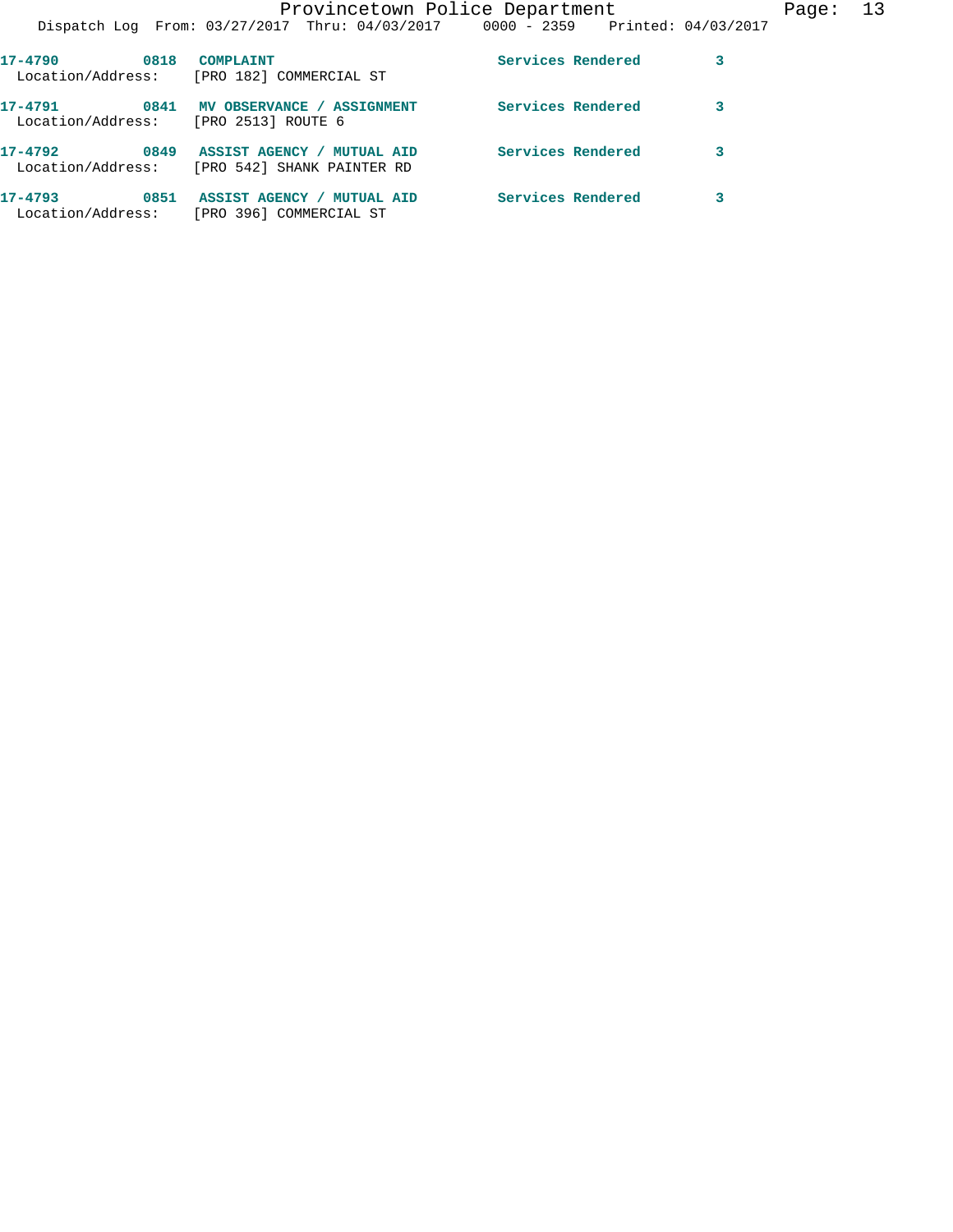**17-4790** **0818** **COMPLAINT** **Services Rendered** **3**
Location/Address: [PRO 182] COMMERCIAL ST

**17-4791** **0841** **MV OBSERVANCE / ASSIGNMENT** **Services Rendered** **3**
Location/Address: [PRO 2513] ROUTE 6

**17-4792** **0849** **ASSIST AGENCY / MUTUAL AID** **Services Rendered** **3**
Location/Address: [PRO 542] SHANK PAINTER RD

**17-4793** **0851** **ASSIST AGENCY / MUTUAL AID** **Services Rendered** **3**
Location/Address: [PRO 396] COMMERCIAL ST